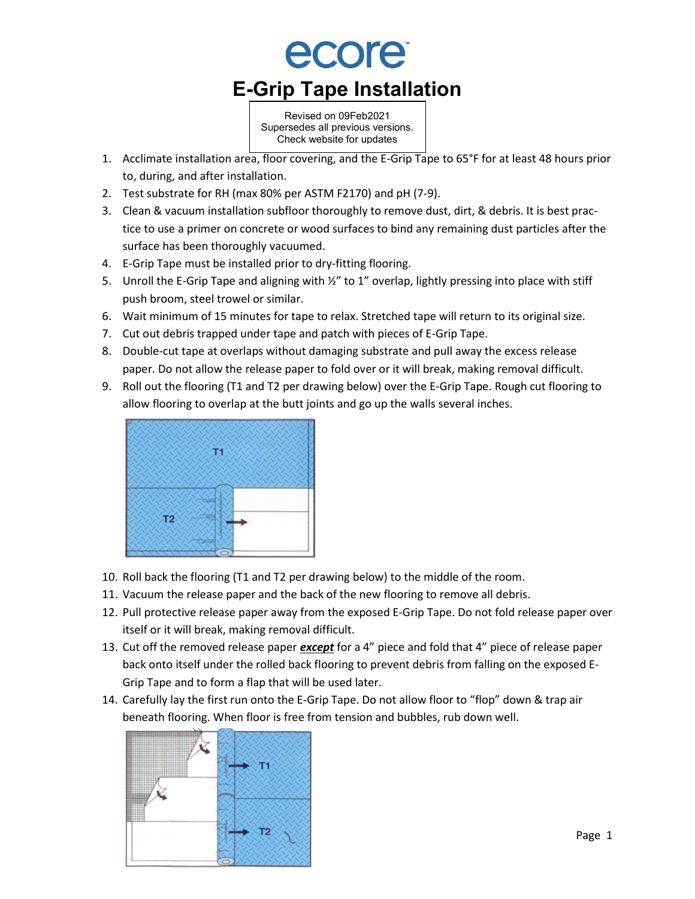# ecore

# E-Grip Tape Installation

Revised on 09Feb2021
Supersedes all previous versions.
Check website for updates

1. Acclimate installation area, floor covering, and the E-Grip Tape to 65°F for at least 48 hours prior to, during, and after installation.
2. Test substrate for RH (max 80% per ASTM F2170) and pH (7-9).
3. Clean & vacuum installation subfloor thoroughly to remove dust, dirt, & debris. It is best practice to use a primer on concrete or wood surfaces to bind any remaining dust particles after the surface has been thoroughly vacuumed.
4. E-Grip Tape must be installed prior to dry-fitting flooring.
5. Unroll the E-Grip Tape and aligning with ½" to 1" overlap, lightly pressing into place with stiff push broom, steel trowel or similar.
6. Wait minimum of 15 minutes for tape to relax. Stretched tape will return to its original size.
7. Cut out debris trapped under tape and patch with pieces of E-Grip Tape.
8. Double-cut tape at overlaps without damaging substrate and pull away the excess release paper. Do not allow the release paper to fold over or it will break, making removal difficult.
9. Roll out the flooring (T1 and T2 per drawing below) over the E-Grip Tape. Rough cut flooring to allow flooring to overlap at the butt joints and go up the walls several inches.
10. Roll back the flooring (T1 and T2 per drawing below) to the middle of the room.
11. Vacuum the release paper and the back of the new flooring to remove all debris.
12. Pull protective release paper away from the exposed E-Grip Tape. Do not fold release paper over itself or it will break, making removal difficult.
13. Cut off the removed release paper ***except*** for a 4" piece and fold that 4" piece of release paper back onto itself under the rolled back flooring to prevent debris from falling on the exposed E-Grip Tape and to form a flap that will be used later.
14. Carefully lay the first run onto the E-Grip Tape. Do not allow floor to "flop" down & trap air beneath flooring. When floor is free from tension and bubbles, rub down well.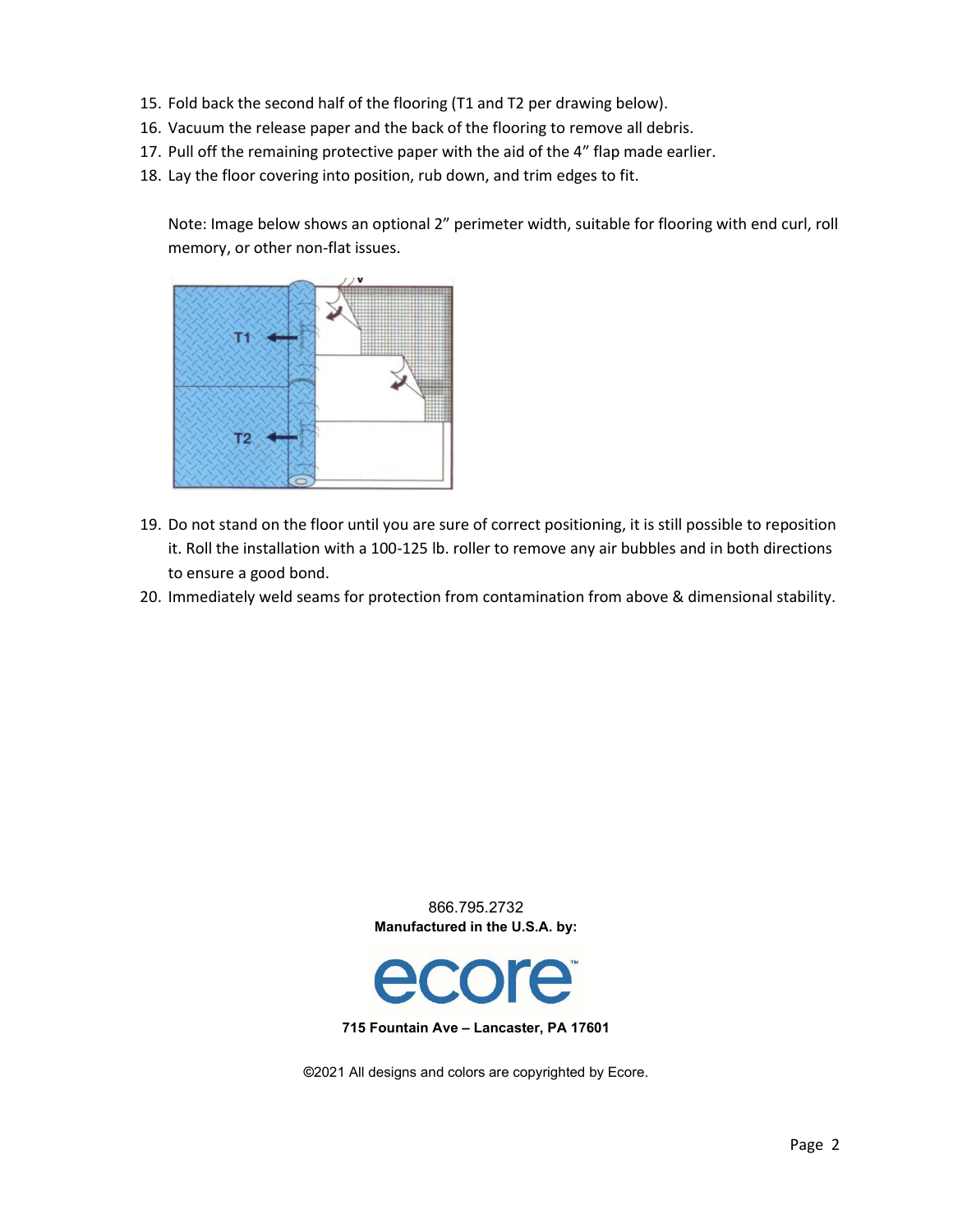15. Fold back the second half of the flooring (T1 and T2 per drawing below).
16. Vacuum the release paper and the back of the flooring to remove all debris.
17. Pull off the remaining protective paper with the aid of the 4" flap made earlier.
18. Lay the floor covering into position, rub down, and trim edges to fit.

    Note: Image below shows an optional 2" perimeter width, suitable for flooring with end curl, roll memory, or other non-flat issues.

T1

T2

19. Do not stand on the floor until you are sure of correct positioning, it is still possible to reposition it. Roll the installation with a 100-125 lb. roller to remove any air bubbles and in both directions to ensure a good bond.
20. Immediately weld seams for protection from contamination from above & dimensional stability.

866.795.2732

**Manufactured in the U.S.A. by:**

ecore™

**715 Fountain Ave – Lancaster, PA 17601**

©2021 All designs and colors are copyrighted by Ecore.